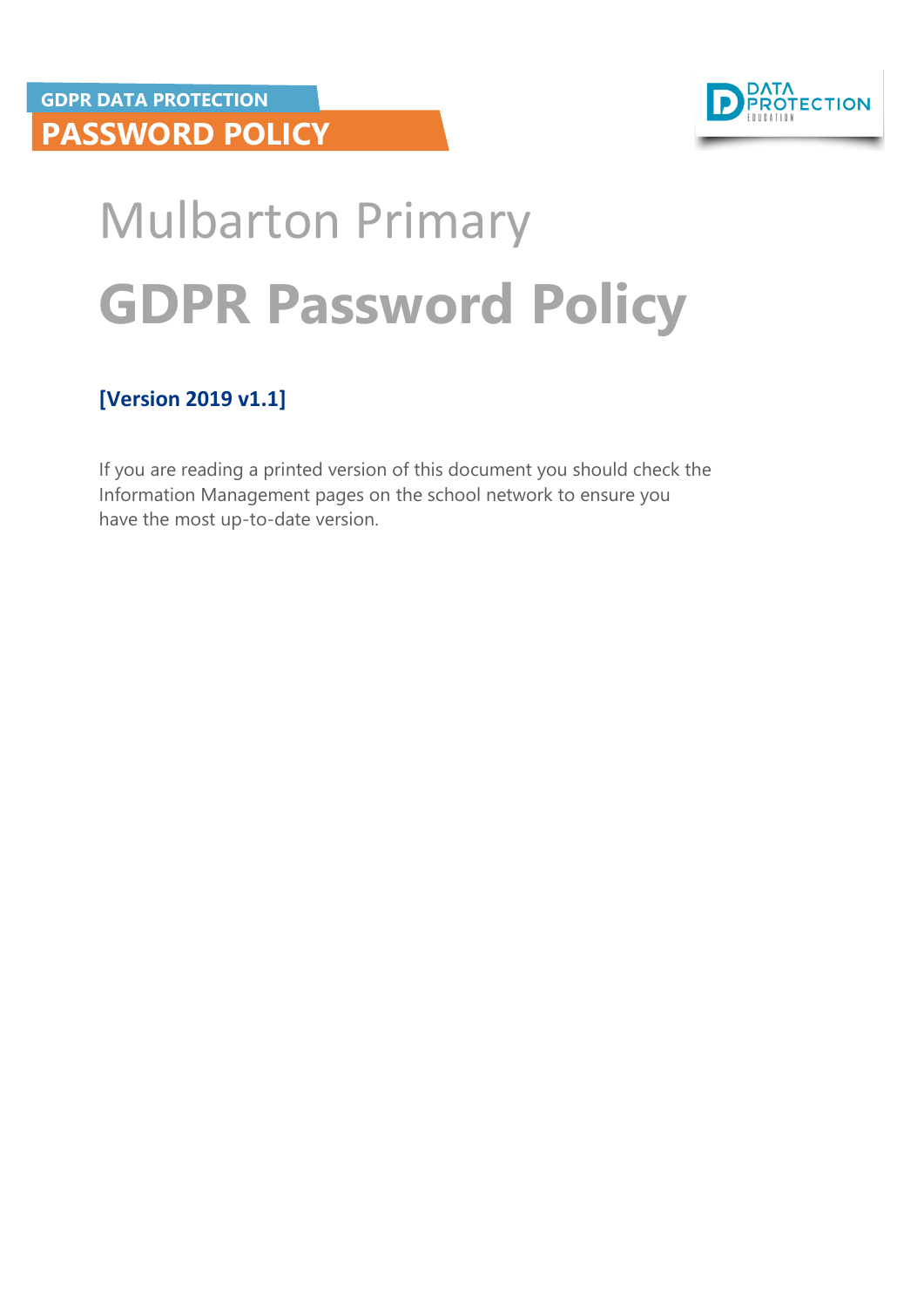GDPR DATA PROTECTION

**PASSWORD POLICY**

DATA PROTECTION EDUCATION

# Mulbarton Primary

# GDPR Password Policy

**[Version 2019 v1.1]**

If you are reading a printed version of this document you should check the Information Management pages on the school network to ensure you have the most up-to-date version.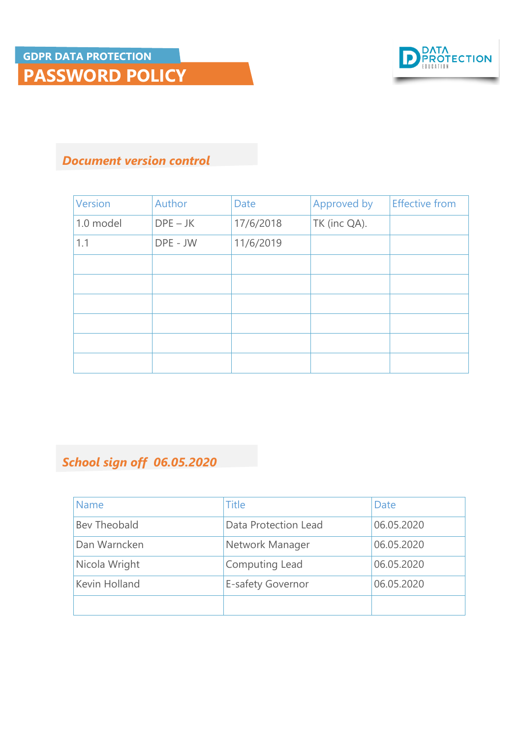# GDPR DATA PROTECTION
# PASSWORD POLICY

DATA PROTECTION EDUCATION

## *Document version control*

| Version | Author | Date | Approved by | Effective from |
|---|---|---|---|---|
| 1.0 model | DPE – JK | 17/6/2018 | TK (inc QA). | |
| 1.1 | DPE - JW | 11/6/2019 | | |
| | | | | |
| | | | | |
| | | | | |
| | | | | |
| | | | | |
| | | | | |

## *School sign off 06.05.2020*

| Name | Title | Date |
|---|---|---|
| Bev Theobald | Data Protection Lead | 06.05.2020 |
| Dan Warncken | Network Manager | 06.05.2020 |
| Nicola Wright | Computing Lead | 06.05.2020 |
| Kevin Holland | E-safety Governor | 06.05.2020 |
| | | |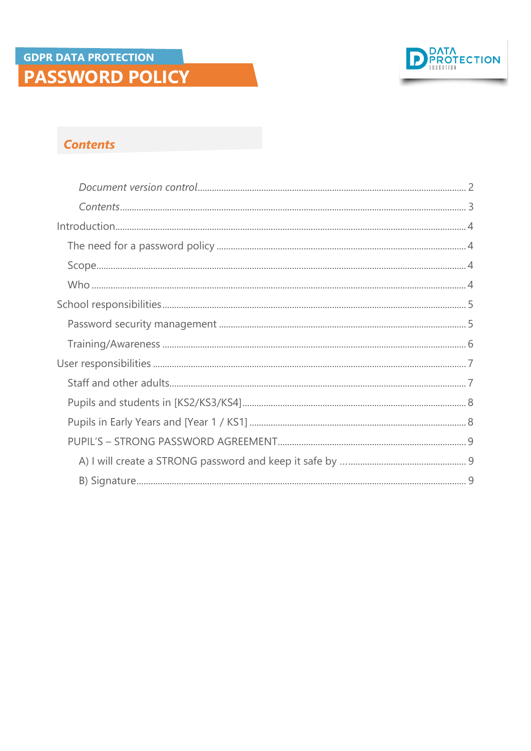GDPR DATA PROTECTION

# PASSWORD POLICY

## *Contents*

- *Document version control* ........ 2
- *Contents* ........ 3

Introduction ........ 4

- The need for a password policy ........ 4
- Scope ........ 4
- Who ........ 4

School responsibilities ........ 5

- Password security management ........ 5
- Training/Awareness ........ 6

User responsibilities ........ 7

- Staff and other adults ........ 7
- Pupils and students in [KS2/KS3/KS4] ........ 8
- Pupils in Early Years and [Year 1 / KS1] ........ 8
- PUPIL'S – STRONG PASSWORD AGREEMENT ........ 9
  - A) I will create a STRONG password and keep it safe by … ........ 9
  - B) Signature ........ 9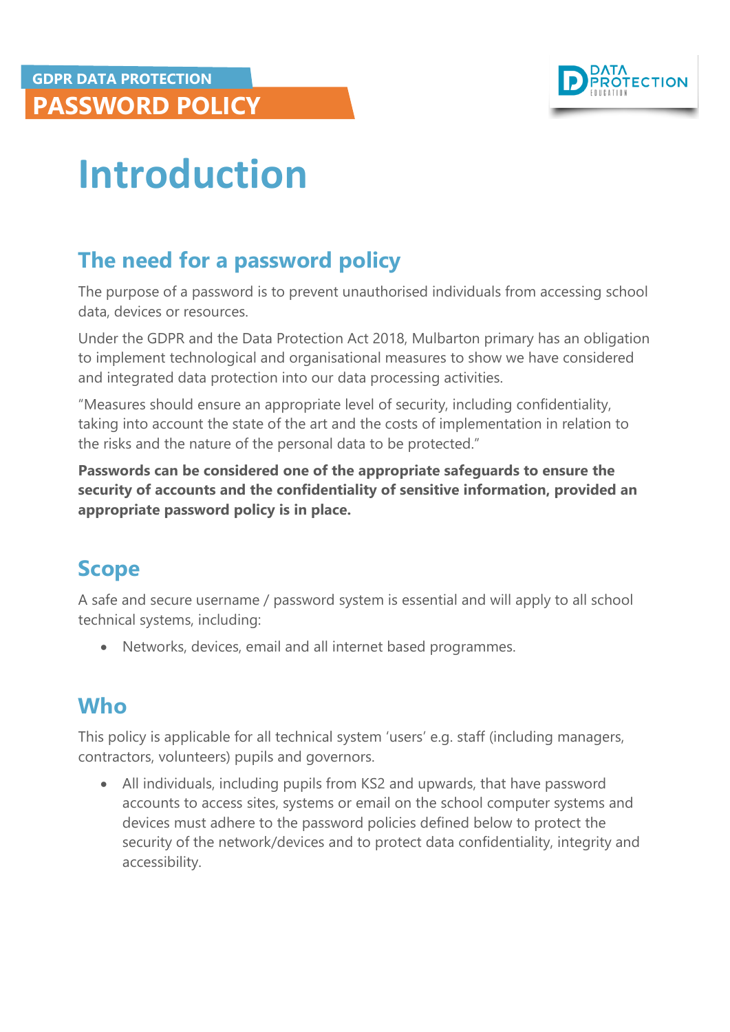# Introduction

## The need for a password policy

The purpose of a password is to prevent unauthorised individuals from accessing school data, devices or resources.

Under the GDPR and the Data Protection Act 2018, Mulbarton primary has an obligation to implement technological and organisational measures to show we have considered and integrated data protection into our data processing activities.

"Measures should ensure an appropriate level of security, including confidentiality, taking into account the state of the art and the costs of implementation in relation to the risks and the nature of the personal data to be protected."

**Passwords can be considered one of the appropriate safeguards to ensure the security of accounts and the confidentiality of sensitive information, provided an appropriate password policy is in place.**

## Scope

A safe and secure username / password system is essential and will apply to all school technical systems, including:

- Networks, devices, email and all internet based programmes.

## Who

This policy is applicable for all technical system 'users' e.g. staff (including managers, contractors, volunteers) pupils and governors.

- All individuals, including pupils from KS2 and upwards, that have password accounts to access sites, systems or email on the school computer systems and devices must adhere to the password policies defined below to protect the security of the network/devices and to protect data confidentiality, integrity and accessibility.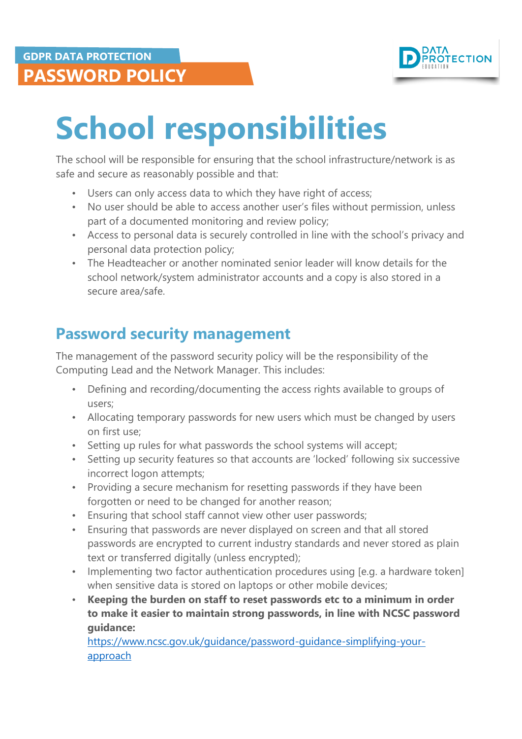# School responsibilities

The school will be responsible for ensuring that the school infrastructure/network is as safe and secure as reasonably possible and that:

- Users can only access data to which they have right of access;
- No user should be able to access another user's files without permission, unless part of a documented monitoring and review policy;
- Access to personal data is securely controlled in line with the school's privacy and personal data protection policy;
- The Headteacher or another nominated senior leader will know details for the school network/system administrator accounts and a copy is also stored in a secure area/safe.

## Password security management

The management of the password security policy will be the responsibility of the Computing Lead and the Network Manager. This includes:

- Defining and recording/documenting the access rights available to groups of users;
- Allocating temporary passwords for new users which must be changed by users on first use;
- Setting up rules for what passwords the school systems will accept;
- Setting up security features so that accounts are 'locked' following six successive incorrect logon attempts;
- Providing a secure mechanism for resetting passwords if they have been forgotten or need to be changed for another reason;
- Ensuring that school staff cannot view other user passwords;
- Ensuring that passwords are never displayed on screen and that all stored passwords are encrypted to current industry standards and never stored as plain text or transferred digitally (unless encrypted);
- Implementing two factor authentication procedures using [e.g. a hardware token] when sensitive data is stored on laptops or other mobile devices;
- **Keeping the burden on staff to reset passwords etc to a minimum in order to make it easier to maintain strong passwords, in line with NCSC password guidance:** https://www.ncsc.gov.uk/guidance/password-guidance-simplifying-your-approach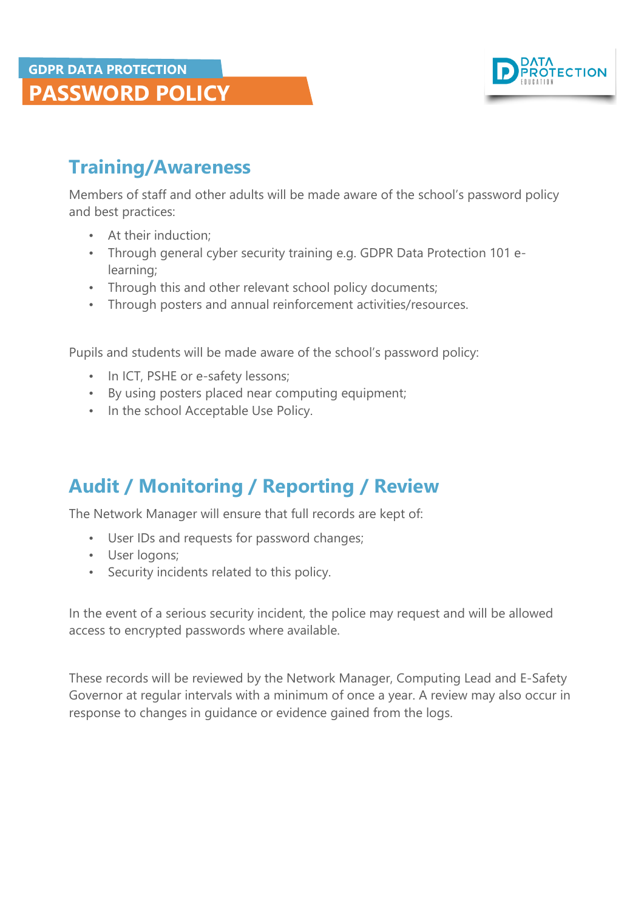## Training/Awareness

Members of staff and other adults will be made aware of the school's password policy and best practices:

- At their induction;
- Through general cyber security training e.g. GDPR Data Protection 101 e-learning;
- Through this and other relevant school policy documents;
- Through posters and annual reinforcement activities/resources.

Pupils and students will be made aware of the school's password policy:

- In ICT, PSHE or e-safety lessons;
- By using posters placed near computing equipment;
- In the school Acceptable Use Policy.

## Audit / Monitoring / Reporting / Review

The Network Manager will ensure that full records are kept of:

- User IDs and requests for password changes;
- User logons;
- Security incidents related to this policy.

In the event of a serious security incident, the police may request and will be allowed access to encrypted passwords where available.

These records will be reviewed by the Network Manager, Computing Lead and E-Safety Governor at regular intervals with a minimum of once a year. A review may also occur in response to changes in guidance or evidence gained from the logs.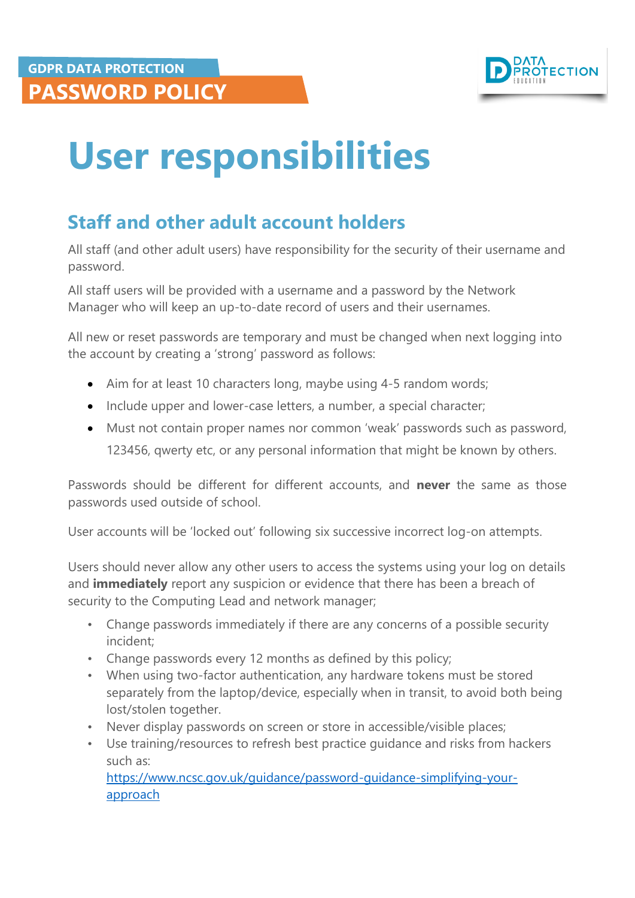# User responsibilities

## Staff and other adult account holders

All staff (and other adult users) have responsibility for the security of their username and password.

All staff users will be provided with a username and a password by the Network Manager who will keep an up-to-date record of users and their usernames.

All new or reset passwords are temporary and must be changed when next logging into the account by creating a 'strong' password as follows:

- Aim for at least 10 characters long, maybe using 4-5 random words;
- Include upper and lower-case letters, a number, a special character;
- Must not contain proper names nor common 'weak' passwords such as password, 123456, qwerty etc, or any personal information that might be known by others.

Passwords should be different for different accounts, and **never** the same as those passwords used outside of school.

User accounts will be 'locked out' following six successive incorrect log-on attempts.

Users should never allow any other users to access the systems using your log on details and **immediately** report any suspicion or evidence that there has been a breach of security to the Computing Lead and network manager;

- Change passwords immediately if there are any concerns of a possible security incident;
- Change passwords every 12 months as defined by this policy;
- When using two-factor authentication, any hardware tokens must be stored separately from the laptop/device, especially when in transit, to avoid both being lost/stolen together.
- Never display passwords on screen or store in accessible/visible places;
- Use training/resources to refresh best practice guidance and risks from hackers such as: [https://www.ncsc.gov.uk/guidance/password-guidance-simplifying-your-approach](https://www.ncsc.gov.uk/guidance/password-guidance-simplifying-your-approach)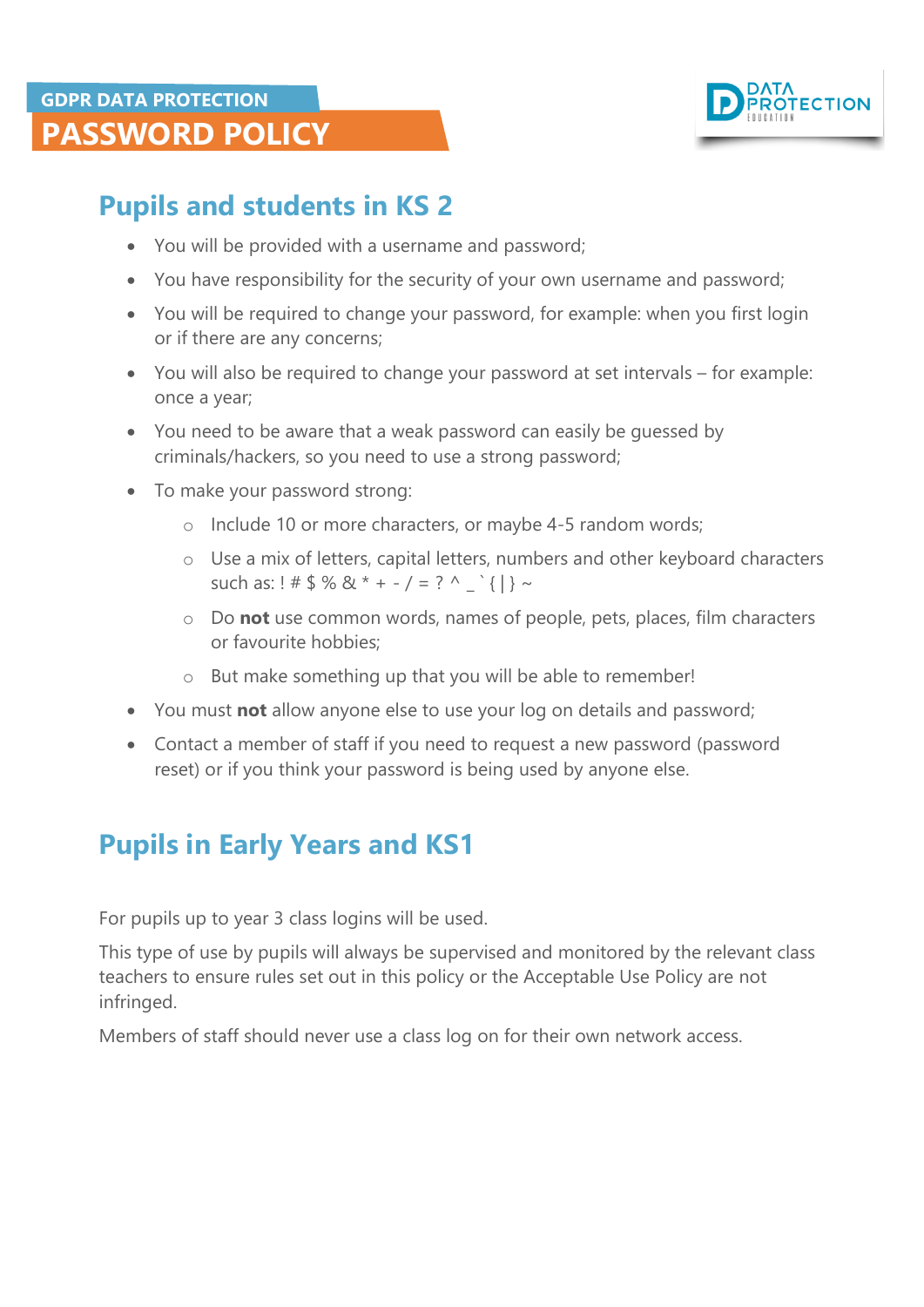GDPR DATA PROTECTION

# PASSWORD POLICY

## Pupils and students in KS 2

- You will be provided with a username and password;
- You have responsibility for the security of your own username and password;
- You will be required to change your password, for example: when you first login or if there are any concerns;
- You will also be required to change your password at set intervals – for example: once a year;
- You need to be aware that a weak password can easily be guessed by criminals/hackers, so you need to use a strong password;
- To make your password strong:
  - Include 10 or more characters, or maybe 4-5 random words;
  - Use a mix of letters, capital letters, numbers and other keyboard characters such as: ! # $ % & * + - / = ? ^ _ ` { | } ~
  - Do **not** use common words, names of people, pets, places, film characters or favourite hobbies;
  - But make something up that you will be able to remember!
- You must **not** allow anyone else to use your log on details and password;
- Contact a member of staff if you need to request a new password (password reset) or if you think your password is being used by anyone else.

## Pupils in Early Years and KS1

For pupils up to year 3 class logins will be used.

This type of use by pupils will always be supervised and monitored by the relevant class teachers to ensure rules set out in this policy or the Acceptable Use Policy are not infringed.

Members of staff should never use a class log on for their own network access.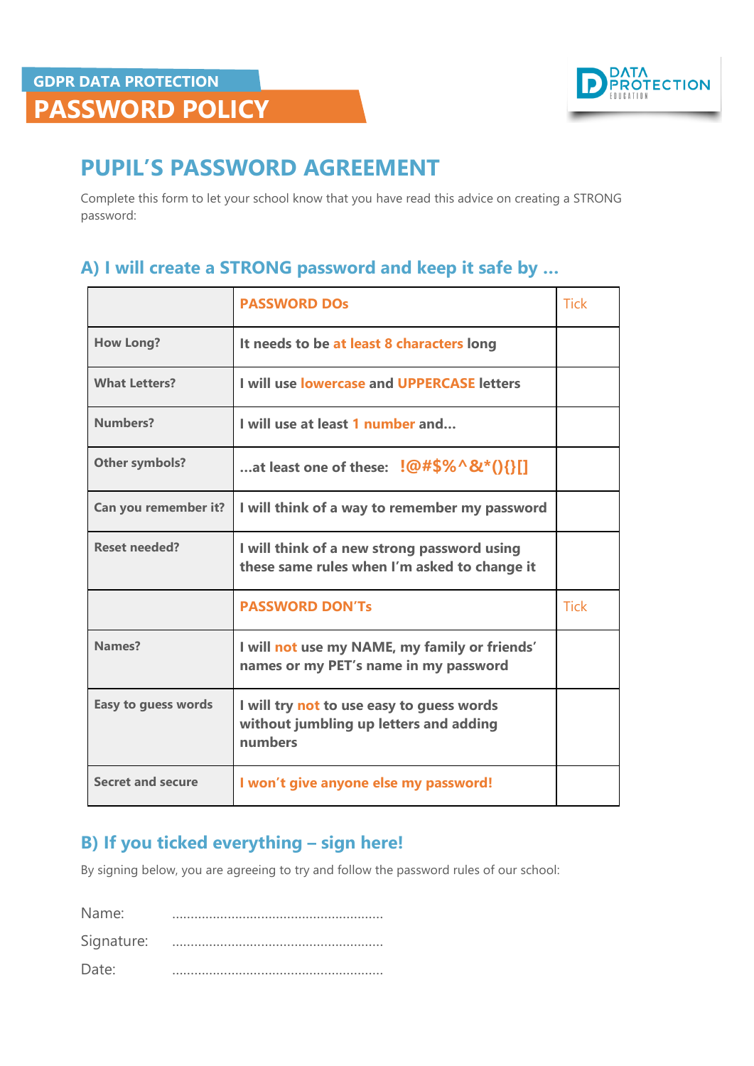GDPR DATA PROTECTION

# PASSWORD POLICY

## PUPIL'S PASSWORD AGREEMENT

Complete this form to let your school know that you have read this advice on creating a STRONG password:

### A) I will create a STRONG password and keep it safe by …

| | PASSWORD DOs | Tick |
|---|---|---|
| **How Long?** | **It needs to be at least 8 characters long** | |
| **What Letters?** | **I will use lowercase and UPPERCASE letters** | |
| **Numbers?** | **I will use at least 1 number and…** | |
| **Other symbols?** | **…at least one of these: !@#$%^&*(){}[]** | |
| **Can you remember it?** | **I will think of a way to remember my password** | |
| **Reset needed?** | **I will think of a new strong password using these same rules when I'm asked to change it** | |
| | **PASSWORD DON'Ts** | Tick |
| **Names?** | **I will not use my NAME, my family or friends' names or my PET's name in my password** | |
| **Easy to guess words** | **I will try not to use easy to guess words without jumbling up letters and adding numbers** | |
| **Secret and secure** | **I won't give anyone else my password!** | |

### B) If you ticked everything – sign here!

By signing below, you are agreeing to try and follow the password rules of our school:

Name: ..........................................................

Signature: ..........................................................

Date: ..........................................................